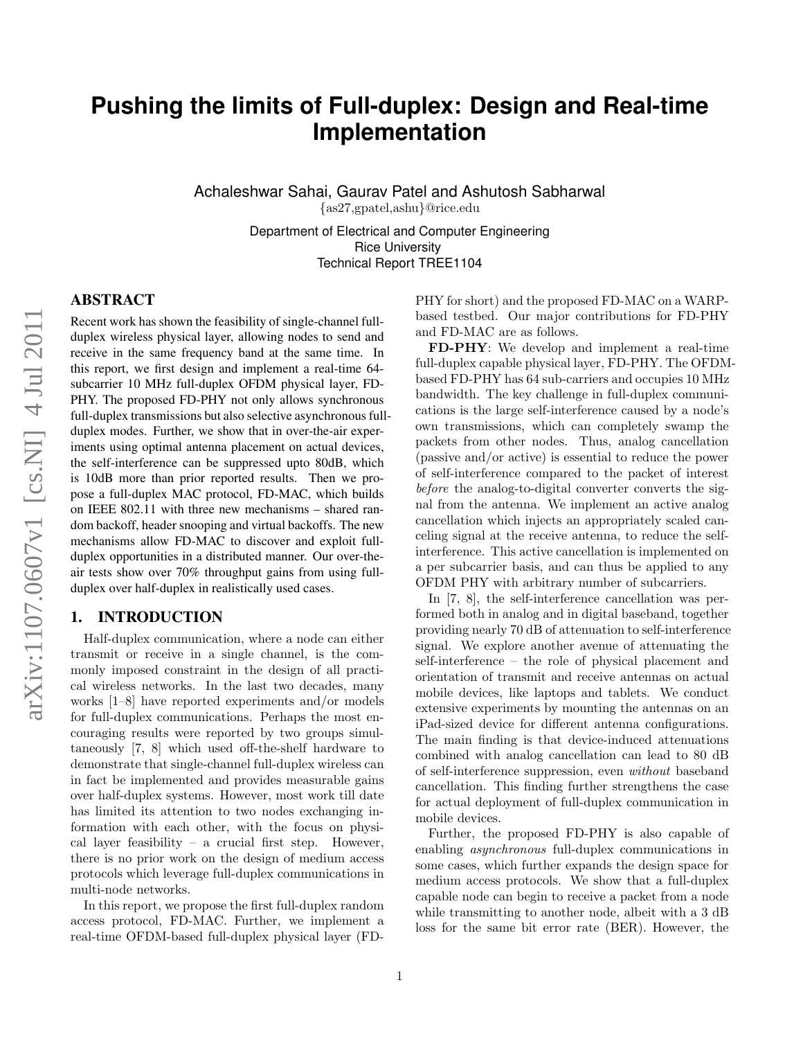# Pushing the limits of Full-duplex: Design and Real-time Implementation

Achaleshwar Sahai, Gaurav Patel and Ashutosh Sabharwal
{as27,gpatel,ashu}@rice.edu

Department of Electrical and Computer Engineering
Rice University
Technical Report TREE1104

## ABSTRACT

Recent work has shown the feasibility of single-channel full-duplex wireless physical layer, allowing nodes to send and receive in the same frequency band at the same time. In this report, we first design and implement a real-time 64-subcarrier 10 MHz full-duplex OFDM physical layer, FD-PHY. The proposed FD-PHY not only allows synchronous full-duplex transmissions but also selective asynchronous full-duplex modes. Further, we show that in over-the-air experiments using optimal antenna placement on actual devices, the self-interference can be suppressed upto 80dB, which is 10dB more than prior reported results. Then we propose a full-duplex MAC protocol, FD-MAC, which builds on IEEE 802.11 with three new mechanisms – shared random backoff, header snooping and virtual backoffs. The new mechanisms allow FD-MAC to discover and exploit full-duplex opportunities in a distributed manner. Our over-the-air tests show over 70% throughput gains from using full-duplex over half-duplex in realistically used cases.

## 1. INTRODUCTION

Half-duplex communication, where a node can either transmit or receive in a single channel, is the commonly imposed constraint in the design of all practical wireless networks. In the last two decades, many works [1–8] have reported experiments and/or models for full-duplex communications. Perhaps the most encouraging results were reported by two groups simultaneously [7, 8] which used off-the-shelf hardware to demonstrate that single-channel full-duplex wireless can in fact be implemented and provides measurable gains over half-duplex systems. However, most work till date has limited its attention to two nodes exchanging information with each other, with the focus on physical layer feasibility – a crucial first step. However, there is no prior work on the design of medium access protocols which leverage full-duplex communications in multi-node networks.

In this report, we propose the first full-duplex random access protocol, FD-MAC. Further, we implement a real-time OFDM-based full-duplex physical layer (FD-PHY for short) and the proposed FD-MAC on a WARP-based testbed. Our major contributions for FD-PHY and FD-MAC are as follows.

**FD-PHY**: We develop and implement a real-time full-duplex capable physical layer, FD-PHY. The OFDM-based FD-PHY has 64 sub-carriers and occupies 10 MHz bandwidth. The key challenge in full-duplex communications is the large self-interference caused by a node's own transmissions, which can completely swamp the packets from other nodes. Thus, analog cancellation (passive and/or active) is essential to reduce the power of self-interference compared to the packet of interest *before* the analog-to-digital converter converts the signal from the antenna. We implement an active analog cancellation which injects an appropriately scaled canceling signal at the receive antenna, to reduce the self-interference. This active cancellation is implemented on a per subcarrier basis, and can thus be applied to any OFDM PHY with arbitrary number of subcarriers.

In [7, 8], the self-interference cancellation was performed both in analog and in digital baseband, together providing nearly 70 dB of attenuation to self-interference signal. We explore another avenue of attenuating the self-interference – the role of physical placement and orientation of transmit and receive antennas on actual mobile devices, like laptops and tablets. We conduct extensive experiments by mounting the antennas on an iPad-sized device for different antenna configurations. The main finding is that device-induced attenuations combined with analog cancellation can lead to 80 dB of self-interference suppression, even *without* baseband cancellation. This finding further strengthens the case for actual deployment of full-duplex communication in mobile devices.

Further, the proposed FD-PHY is also capable of enabling *asynchronous* full-duplex communications in some cases, which further expands the design space for medium access protocols. We show that a full-duplex capable node can begin to receive a packet from a node while transmitting to another node, albeit with a 3 dB loss for the same bit error rate (BER). However, the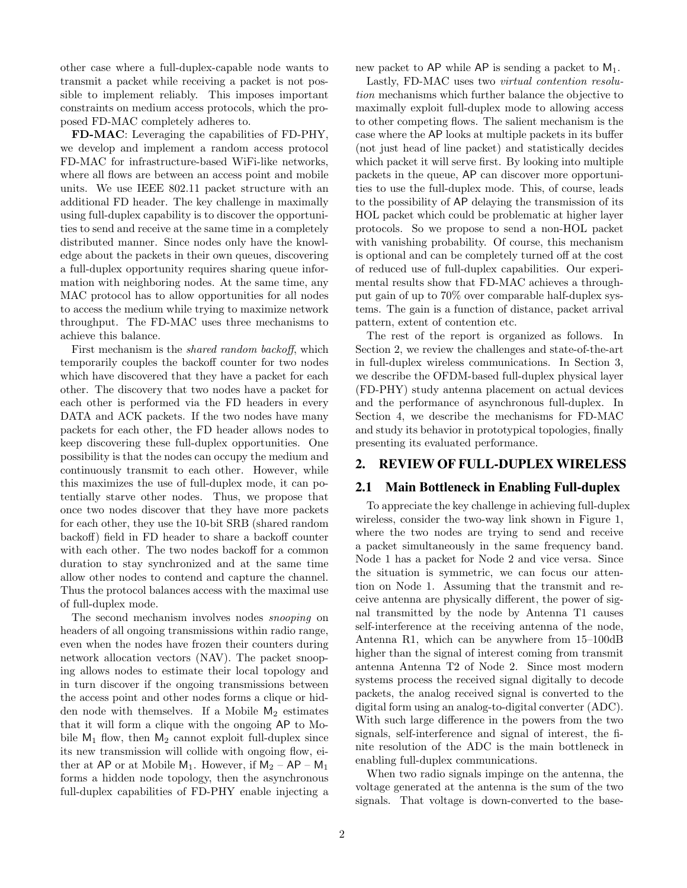other case where a full-duplex-capable node wants to transmit a packet while receiving a packet is not possible to implement reliably. This imposes important constraints on medium access protocols, which the proposed FD-MAC completely adheres to.

**FD-MAC**: Leveraging the capabilities of FD-PHY, we develop and implement a random access protocol FD-MAC for infrastructure-based WiFi-like networks, where all flows are between an access point and mobile units. We use IEEE 802.11 packet structure with an additional FD header. The key challenge in maximally using full-duplex capability is to discover the opportunities to send and receive at the same time in a completely distributed manner. Since nodes only have the knowledge about the packets in their own queues, discovering a full-duplex opportunity requires sharing queue information with neighboring nodes. At the same time, any MAC protocol has to allow opportunities for all nodes to access the medium while trying to maximize network throughput. The FD-MAC uses three mechanisms to achieve this balance.

First mechanism is the *shared random backoff*, which temporarily couples the backoff counter for two nodes which have discovered that they have a packet for each other. The discovery that two nodes have a packet for each other is performed via the FD headers in every DATA and ACK packets. If the two nodes have many packets for each other, the FD header allows nodes to keep discovering these full-duplex opportunities. One possibility is that the nodes can occupy the medium and continuously transmit to each other. However, while this maximizes the use of full-duplex mode, it can potentially starve other nodes. Thus, we propose that once two nodes discover that they have more packets for each other, they use the 10-bit SRB (shared random backoff) field in FD header to share a backoff counter with each other. The two nodes backoff for a common duration to stay synchronized and at the same time allow other nodes to contend and capture the channel. Thus the protocol balances access with the maximal use of full-duplex mode.

The second mechanism involves nodes *snooping* on headers of all ongoing transmissions within radio range, even when the nodes have frozen their counters during network allocation vectors (NAV). The packet snooping allows nodes to estimate their local topology and in turn discover if the ongoing transmissions between the access point and other nodes forms a clique or hidden node with themselves. If a Mobile $\mathsf{M}_2$ estimates that it will form a clique with the ongoing AP to Mobile $\mathsf{M}_1$ flow, then $\mathsf{M}_2$ cannot exploit full-duplex since its new transmission will collide with ongoing flow, either at AP or at Mobile $\mathsf{M}_1$. However, if $\mathsf{M}_2$ – AP – $\mathsf{M}_1$ forms a hidden node topology, then the asynchronous full-duplex capabilities of FD-PHY enable injecting a new packet to AP while AP is sending a packet to $\mathsf{M}_1$.

Lastly, FD-MAC uses two *virtual contention resolution* mechanisms which further balance the objective to maximally exploit full-duplex mode to allowing access to other competing flows. The salient mechanism is the case where the AP looks at multiple packets in its buffer (not just head of line packet) and statistically decides which packet it will serve first. By looking into multiple packets in the queue, AP can discover more opportunities to use the full-duplex mode. This, of course, leads to the possibility of AP delaying the transmission of its HOL packet which could be problematic at higher layer protocols. So we propose to send a non-HOL packet with vanishing probability. Of course, this mechanism is optional and can be completely turned off at the cost of reduced use of full-duplex capabilities. Our experimental results show that FD-MAC achieves a throughput gain of up to 70% over comparable half-duplex systems. The gain is a function of distance, packet arrival pattern, extent of contention etc.

The rest of the report is organized as follows. In Section 2, we review the challenges and state-of-the-art in full-duplex wireless communications. In Section 3, we describe the OFDM-based full-duplex physical layer (FD-PHY) study antenna placement on actual devices and the performance of asynchronous full-duplex. In Section 4, we describe the mechanisms for FD-MAC and study its behavior in prototypical topologies, finally presenting its evaluated performance.

## 2. REVIEW OF FULL-DUPLEX WIRELESS

### 2.1 Main Bottleneck in Enabling Full-duplex

To appreciate the key challenge in achieving full-duplex wireless, consider the two-way link shown in Figure 1, where the two nodes are trying to send and receive a packet simultaneously in the same frequency band. Node 1 has a packet for Node 2 and vice versa. Since the situation is symmetric, we can focus our attention on Node 1. Assuming that the transmit and receive antenna are physically different, the power of signal transmitted by the node by Antenna T1 causes self-interference at the receiving antenna of the node, Antenna R1, which can be anywhere from 15–100dB higher than the signal of interest coming from transmit antenna Antenna T2 of Node 2. Since most modern systems process the received signal digitally to decode packets, the analog received signal is converted to the digital form using an analog-to-digital converter (ADC). With such large difference in the powers from the two signals, self-interference and signal of interest, the finite resolution of the ADC is the main bottleneck in enabling full-duplex communications.

When two radio signals impinge on the antenna, the voltage generated at the antenna is the sum of the two signals. That voltage is down-converted to the base-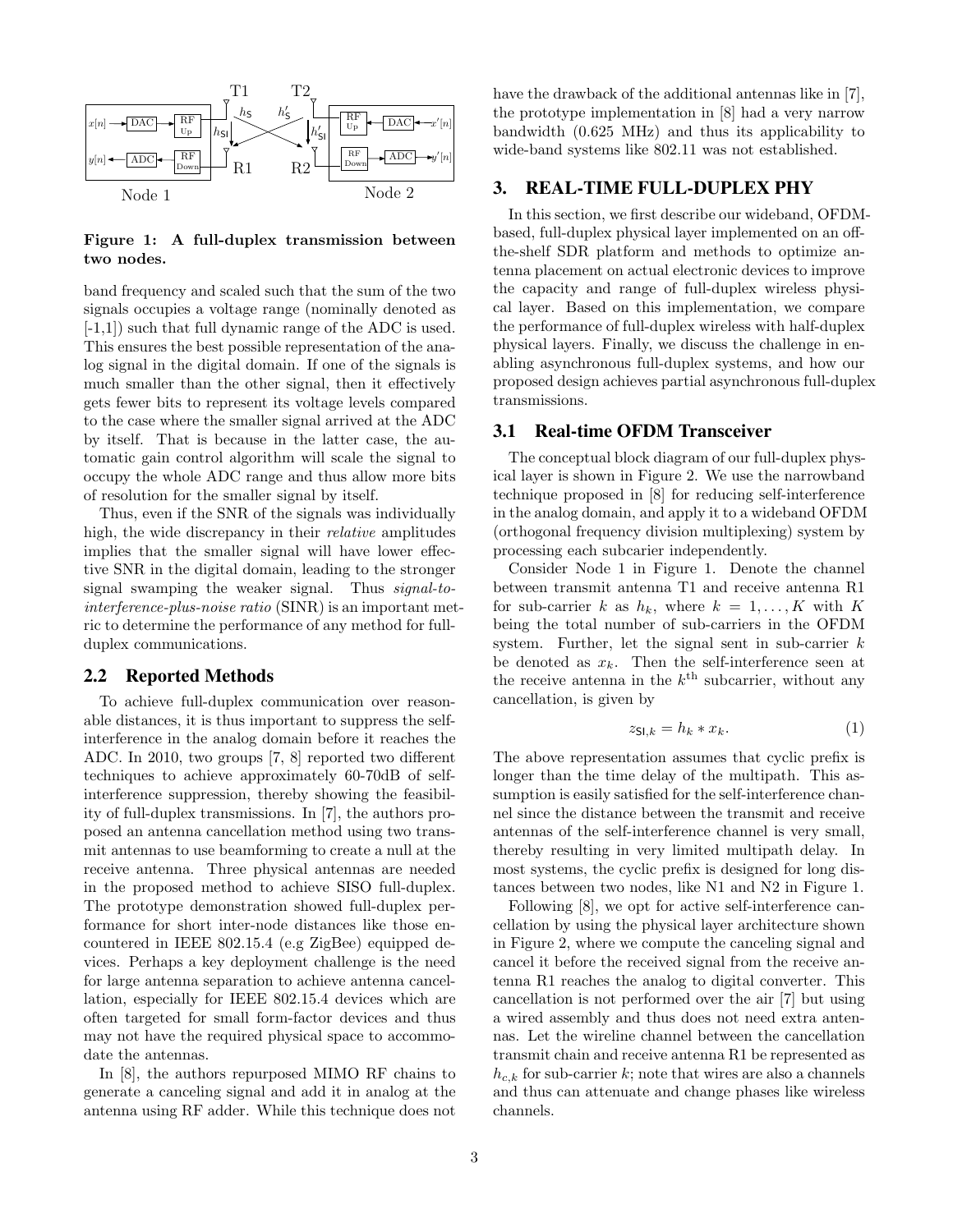**Figure 1: A full-duplex transmission between two nodes.**

band frequency and scaled such that the sum of the two signals occupies a voltage range (nominally denoted as [-1,1]) such that full dynamic range of the ADC is used. This ensures the best possible representation of the analog signal in the digital domain. If one of the signals is much smaller than the other signal, then it effectively gets fewer bits to represent its voltage levels compared to the case where the smaller signal arrived at the ADC by itself. That is because in the latter case, the automatic gain control algorithm will scale the signal to occupy the whole ADC range and thus allow more bits of resolution for the smaller signal by itself.

Thus, even if the SNR of the signals was individually high, the wide discrepancy in their *relative* amplitudes implies that the smaller signal will have lower effective SNR in the digital domain, leading to the stronger signal swamping the weaker signal. Thus *signal-to-interference-plus-noise ratio* (SINR) is an important metric to determine the performance of any method for full-duplex communications.

## 2.2 Reported Methods

To achieve full-duplex communication over reasonable distances, it is thus important to suppress the self-interference in the analog domain before it reaches the ADC. In 2010, two groups [7, 8] reported two different techniques to achieve approximately 60-70dB of self-interference suppression, thereby showing the feasibility of full-duplex transmissions. In [7], the authors proposed an antenna cancellation method using two transmit antennas to use beamforming to create a null at the receive antenna. Three physical antennas are needed in the proposed method to achieve SISO full-duplex. The prototype demonstration showed full-duplex performance for short inter-node distances like those encountered in IEEE 802.15.4 (e.g ZigBee) equipped devices. Perhaps a key deployment challenge is the need for large antenna separation to achieve antenna cancellation, especially for IEEE 802.15.4 devices which are often targeted for small form-factor devices and thus may not have the required physical space to accommodate the antennas.

In [8], the authors repurposed MIMO RF chains to generate a canceling signal and add it in analog at the antenna using RF adder. While this technique does not have the drawback of the additional antennas like in [7], the prototype implementation in [8] had a very narrow bandwidth (0.625 MHz) and thus its applicability to wide-band systems like 802.11 was not established.

# 3. REAL-TIME FULL-DUPLEX PHY

In this section, we first describe our wideband, OFDM-based, full-duplex physical layer implemented on an off-the-shelf SDR platform and methods to optimize antenna placement on actual electronic devices to improve the capacity and range of full-duplex wireless physical layer. Based on this implementation, we compare the performance of full-duplex wireless with half-duplex physical layers. Finally, we discuss the challenge in enabling asynchronous full-duplex systems, and how our proposed design achieves partial asynchronous full-duplex transmissions.

## 3.1 Real-time OFDM Transceiver

The conceptual block diagram of our full-duplex physical layer is shown in Figure 2. We use the narrowband technique proposed in [8] for reducing self-interference in the analog domain, and apply it to a wideband OFDM (orthogonal frequency division multiplexing) system by processing each subcarier independently.

Consider Node 1 in Figure 1. Denote the channel between transmit antenna T1 and receive antenna R1 for sub-carrier $k$ as $h_k$, where $k = 1, \ldots, K$ with $K$ being the total number of sub-carriers in the OFDM system. Further, let the signal sent in sub-carrier $k$ be denoted as $x_k$. Then the self-interference seen at the receive antenna in the $k^{\text{th}}$ subcarrier, without any cancellation, is given by

$$z_{\mathsf{SI},k} = h_k * x_k. \tag{1}$$

The above representation assumes that cyclic prefix is longer than the time delay of the multipath. This assumption is easily satisfied for the self-interference channel since the distance between the transmit and receive antennas of the self-interference channel is very small, thereby resulting in very limited multipath delay. In most systems, the cyclic prefix is designed for long distances between two nodes, like N1 and N2 in Figure 1.

Following [8], we opt for active self-interference cancellation by using the physical layer architecture shown in Figure 2, where we compute the canceling signal and cancel it before the received signal from the receive antenna R1 reaches the analog to digital converter. This cancellation is not performed over the air [7] but using a wired assembly and thus does not need extra antennas. Let the wireline channel between the cancellation transmit chain and receive antenna R1 be represented as $h_{c,k}$ for sub-carrier $k$; note that wires are also a channels and thus can attenuate and change phases like wireless channels.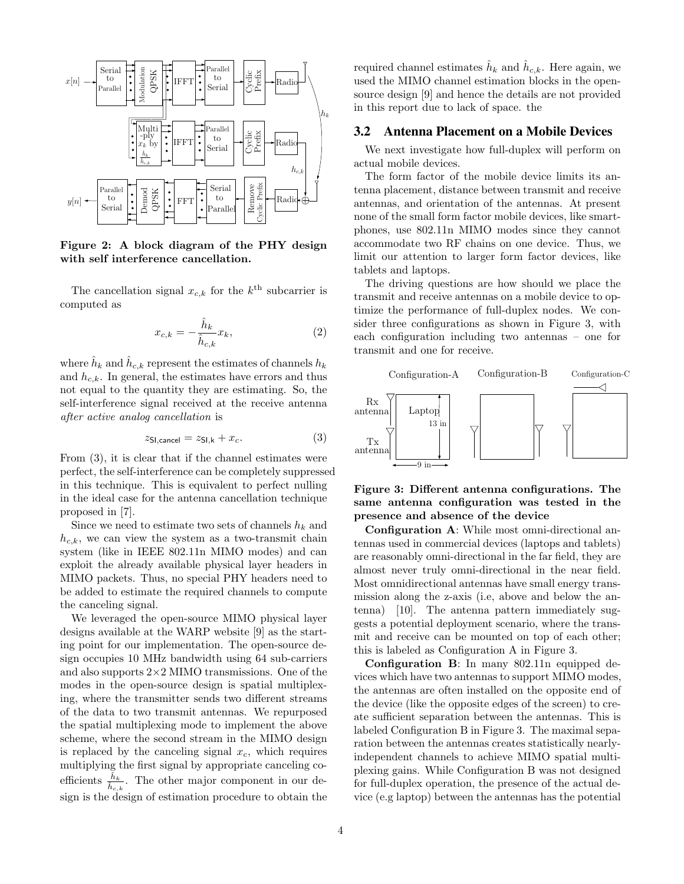Figure 2: A block diagram of the PHY design with self interference cancellation.

The cancellation signal $x_{c,k}$ for the $k^{\text{th}}$ subcarrier is computed as

$$x_{c,k} = -\frac{\hat{h}_k}{\hat{h}_{c,k}} x_k, \tag{2}$$

where $\hat{h}_k$ and $\hat{h}_{c,k}$ represent the estimates of channels $h_k$ and $h_{c,k}$. In general, the estimates have errors and thus not equal to the quantity they are estimating. So, the self-interference signal received at the receive antenna *after active analog cancellation* is

$$z_{\mathsf{SI,cancel}} = z_{\mathsf{SI,k}} + x_c. \tag{3}$$

From (3), it is clear that if the channel estimates were perfect, the self-interference can be completely suppressed in this technique. This is equivalent to perfect nulling in the ideal case for the antenna cancellation technique proposed in [7].

Since we need to estimate two sets of channels $h_k$ and $h_{c,k}$, we can view the system as a two-transmit chain system (like in IEEE 802.11n MIMO modes) and can exploit the already available physical layer headers in MIMO packets. Thus, no special PHY headers need to be added to estimate the required channels to compute the canceling signal.

We leveraged the open-source MIMO physical layer designs available at the WARP website [9] as the starting point for our implementation. The open-source design occupies 10 MHz bandwidth using 64 sub-carriers and also supports 2×2 MIMO transmissions. One of the modes in the open-source design is spatial multiplexing, where the transmitter sends two different streams of the data to two transmit antennas. We repurposed the spatial multiplexing mode to implement the above scheme, where the second stream in the MIMO design is replaced by the canceling signal $x_c$, which requires multiplying the first signal by appropriate canceling coefficients $\frac{\hat{h}_k}{\hat{h}_{c,k}}$. The other major component in our design is the design of estimation procedure to obtain the required channel estimates $\hat{h}_k$ and $\hat{h}_{c,k}$. Here again, we used the MIMO channel estimation blocks in the open-source design [9] and hence the details are not provided in this report due to lack of space. the

## 3.2 Antenna Placement on a Mobile Devices

We next investigate how full-duplex will perform on actual mobile devices.

The form factor of the mobile device limits its antenna placement, distance between transmit and receive antennas, and orientation of the antennas. At present none of the small form factor mobile devices, like smartphones, use 802.11n MIMO modes since they cannot accommodate two RF chains on one device. Thus, we limit our attention to larger form factor devices, like tablets and laptops.

The driving questions are how should we place the transmit and receive antennas on a mobile device to optimize the performance of full-duplex nodes. We consider three configurations as shown in Figure 3, with each configuration including two antennas – one for transmit and one for receive.

Figure 3: Different antenna configurations. The same antenna configuration was tested in the presence and absence of the device

**Configuration A**: While most omni-directional antennas used in commercial devices (laptops and tablets) are reasonably omni-directional in the far field, they are almost never truly omni-directional in the near field. Most omnidirectional antennas have small energy transmission along the z-axis (i.e, above and below the antenna) [10]. The antenna pattern immediately suggests a potential deployment scenario, where the transmit and receive can be mounted on top of each other; this is labeled as Configuration A in Figure 3.

**Configuration B**: In many 802.11n equipped devices which have two antennas to support MIMO modes, the antennas are often installed on the opposite end of the device (like the opposite edges of the screen) to create sufficient separation between the antennas. This is labeled Configuration B in Figure 3. The maximal separation between the antennas creates statistically nearly-independent channels to achieve MIMO spatial multiplexing gains. While Configuration B was not designed for full-duplex operation, the presence of the actual device (e.g laptop) between the antennas has the potential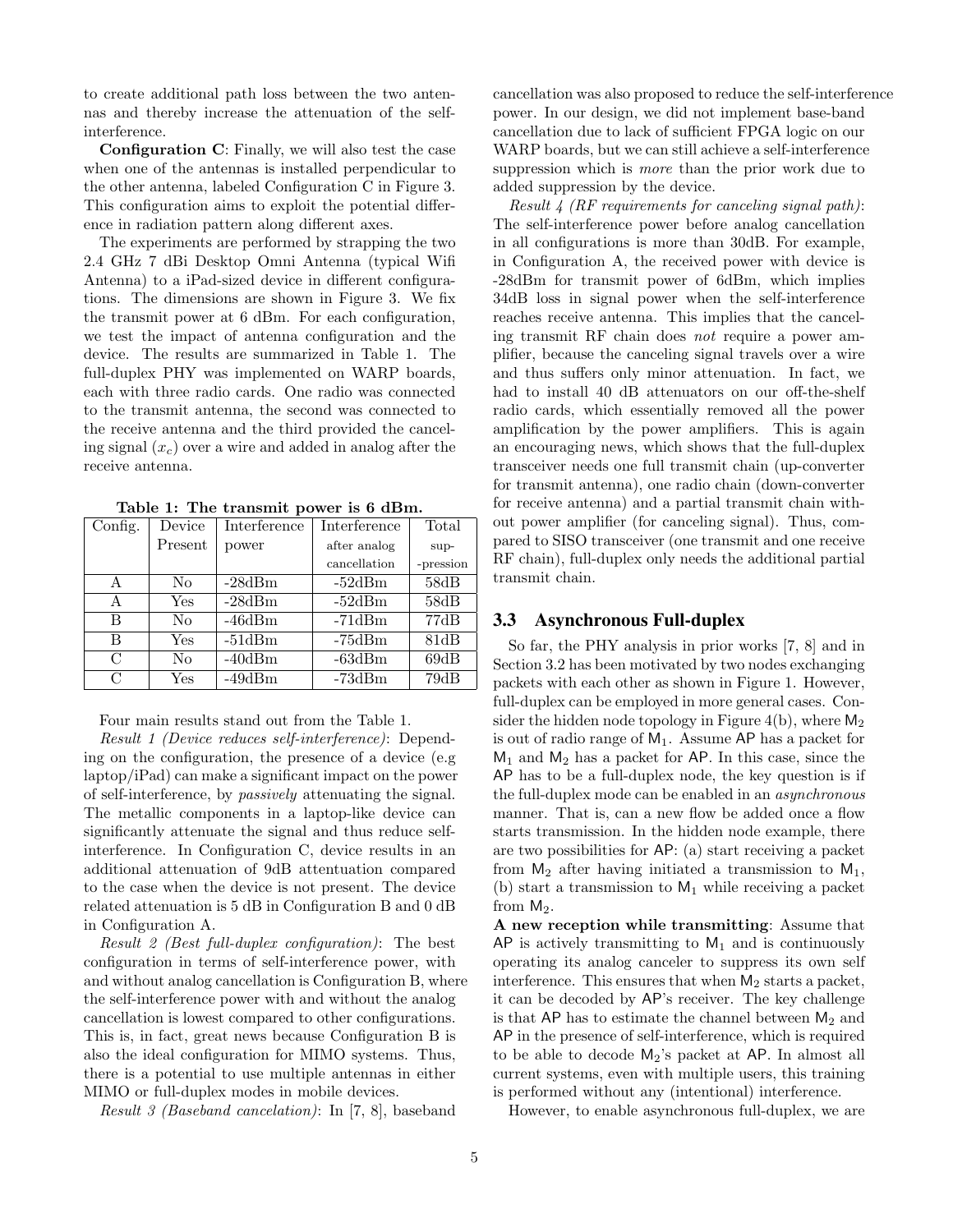to create additional path loss between the two antennas and thereby increase the attenuation of the self-interference.

**Configuration C**: Finally, we will also test the case when one of the antennas is installed perpendicular to the other antenna, labeled Configuration C in Figure 3. This configuration aims to exploit the potential difference in radiation pattern along different axes.

The experiments are performed by strapping the two 2.4 GHz 7 dBi Desktop Omni Antenna (typical Wifi Antenna) to a iPad-sized device in different configurations. The dimensions are shown in Figure 3. We fix the transmit power at 6 dBm. For each configuration, we test the impact of antenna configuration and the device. The results are summarized in Table 1. The full-duplex PHY was implemented on WARP boards, each with three radio cards. One radio was connected to the transmit antenna, the second was connected to the receive antenna and the third provided the canceling signal ($x_c$) over a wire and added in analog after the receive antenna.

**Table 1: The transmit power is 6 dBm.**

| Config. | Device Present | Interference power | Interference after analog cancellation | Total sup-pression |
|---|---|---|---|---|
| A | No | -28dBm | -52dBm | 58dB |
| A | Yes | -28dBm | -52dBm | 58dB |
| B | No | -46dBm | -71dBm | 77dB |
| B | Yes | -51dBm | -75dBm | 81dB |
| C | No | -40dBm | -63dBm | 69dB |
| C | Yes | -49dBm | -73dBm | 79dB |

Four main results stand out from the Table 1.

*Result 1 (Device reduces self-interference)*: Depending on the configuration, the presence of a device (e.g laptop/iPad) can make a significant impact on the power of self-interference, by *passively* attenuating the signal. The metallic components in a laptop-like device can significantly attenuate the signal and thus reduce self-interference. In Configuration C, device results in an additional attenuation of 9dB attentuation compared to the case when the device is not present. The device related attenuation is 5 dB in Configuration B and 0 dB in Configuration A.

*Result 2 (Best full-duplex configuration)*: The best configuration in terms of self-interference power, with and without analog cancellation is Configuration B, where the self-interference power with and without the analog cancellation is lowest compared to other configurations. This is, in fact, great news because Configuration B is also the ideal configuration for MIMO systems. Thus, there is a potential to use multiple antennas in either MIMO or full-duplex modes in mobile devices.

*Result 3 (Baseband cancelation)*: In [7, 8], baseband cancellation was also proposed to reduce the self-interference power. In our design, we did not implement base-band cancellation due to lack of sufficient FPGA logic on our WARP boards, but we can still achieve a self-interference suppression which is *more* than the prior work due to added suppression by the device.

*Result 4 (RF requirements for canceling signal path)*: The self-interference power before analog cancellation in all configurations is more than 30dB. For example, in Configuration A, the received power with device is -28dBm for transmit power of 6dBm, which implies 34dB loss in signal power when the self-interference reaches receive antenna. This implies that the canceling transmit RF chain does *not* require a power amplifier, because the canceling signal travels over a wire and thus suffers only minor attenuation. In fact, we had to install 40 dB attenuators on our off-the-shelf radio cards, which essentially removed all the power amplification by the power amplifiers. This is again an encouraging news, which shows that the full-duplex transceiver needs one full transmit chain (up-converter for transmit antenna), one radio chain (down-converter for receive antenna) and a partial transmit chain without power amplifier (for canceling signal). Thus, compared to SISO transceiver (one transmit and one receive RF chain), full-duplex only needs the additional partial transmit chain.

### 3.3 Asynchronous Full-duplex

So far, the PHY analysis in prior works [7, 8] and in Section 3.2 has been motivated by two nodes exchanging packets with each other as shown in Figure 1. However, full-duplex can be employed in more general cases. Consider the hidden node topology in Figure 4(b), where $\mathsf{M}_2$ is out of radio range of $\mathsf{M}_1$. Assume $\mathsf{AP}$ has a packet for $\mathsf{M}_1$ and $\mathsf{M}_2$ has a packet for $\mathsf{AP}$. In this case, since the $\mathsf{AP}$ has to be a full-duplex node, the key question is if the full-duplex mode can be enabled in an *asynchronous* manner. That is, can a new flow be added once a flow starts transmission. In the hidden node example, there are two possibilities for $\mathsf{AP}$: (a) start receiving a packet from $\mathsf{M}_2$ after having initiated a transmission to $\mathsf{M}_1$, (b) start a transmission to $\mathsf{M}_1$ while receiving a packet from $\mathsf{M}_2$.

**A new reception while transmitting**: Assume that $\mathsf{AP}$ is actively transmitting to $\mathsf{M}_1$ and is continuously operating its analog canceler to suppress its own self interference. This ensures that when $\mathsf{M}_2$ starts a packet, it can be decoded by $\mathsf{AP}$'s receiver. The key challenge is that $\mathsf{AP}$ has to estimate the channel between $\mathsf{M}_2$ and $\mathsf{AP}$ in the presence of self-interference, which is required to be able to decode $\mathsf{M}_2$'s packet at $\mathsf{AP}$. In almost all current systems, even with multiple users, this training is performed without any (intentional) interference.

However, to enable asynchronous full-duplex, we are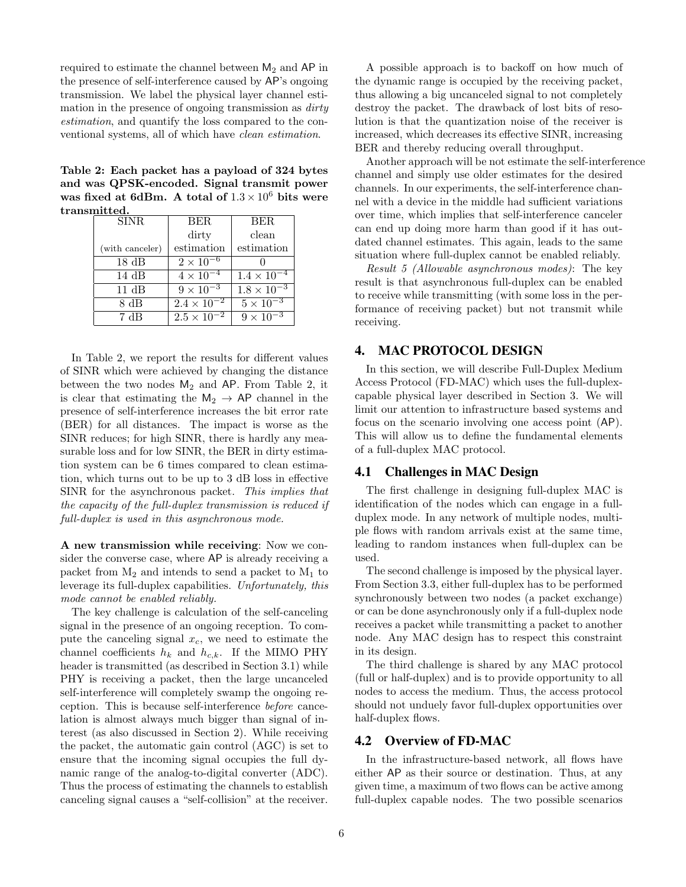required to estimate the channel between $\mathsf{M}_2$ and $\mathsf{AP}$ in the presence of self-interference caused by $\mathsf{AP}$'s ongoing transmission. We label the physical layer channel estimation in the presence of ongoing transmission as *dirty estimation*, and quantify the loss compared to the conventional systems, all of which have *clean estimation*.

**Table 2: Each packet has a payload of 324 bytes and was QPSK-encoded. Signal transmit power was fixed at 6dBm. A total of $1.3 \times 10^6$ bits were transmitted.**

| SINR (with canceler) | BER dirty estimation | BER clean estimation |
|---|---|---|
| 18 dB | $2 \times 10^{-6}$ | 0 |
| 14 dB | $4 \times 10^{-4}$ | $1.4 \times 10^{-4}$ |
| 11 dB | $9 \times 10^{-3}$ | $1.8 \times 10^{-3}$ |
| 8 dB | $2.4 \times 10^{-2}$ | $5 \times 10^{-3}$ |
| 7 dB | $2.5 \times 10^{-2}$ | $9 \times 10^{-3}$ |

In Table 2, we report the results for different values of SINR which were achieved by changing the distance between the two nodes $\mathsf{M}_2$ and $\mathsf{AP}$. From Table 2, it is clear that estimating the $\mathsf{M}_2 \rightarrow \mathsf{AP}$ channel in the presence of self-interference increases the bit error rate (BER) for all distances. The impact is worse as the SINR reduces; for high SINR, there is hardly any measurable loss and for low SINR, the BER in dirty estimation system can be 6 times compared to clean estimation, which turns out to be up to 3 dB loss in effective SINR for the asynchronous packet. *This implies that the capacity of the full-duplex transmission is reduced if full-duplex is used in this asynchronous mode.*

**A new transmission while receiving**: Now we consider the converse case, where $\mathsf{AP}$ is already receiving a packet from $\mathrm{M}_2$ and intends to send a packet to $\mathrm{M}_1$ to leverage its full-duplex capabilities. *Unfortunately, this mode cannot be enabled reliably.*

The key challenge is calculation of the self-canceling signal in the presence of an ongoing reception. To compute the canceling signal $x_c$, we need to estimate the channel coefficients $h_k$ and $h_{c,k}$. If the MIMO PHY header is transmitted (as described in Section 3.1) while PHY is receiving a packet, then the large uncanceled self-interference will completely swamp the ongoing reception. This is because self-interference *before* cancelation is almost always much bigger than signal of interest (as also discussed in Section 2). While receiving the packet, the automatic gain control (AGC) is set to ensure that the incoming signal occupies the full dynamic range of the analog-to-digital converter (ADC). Thus the process of estimating the channels to establish canceling signal causes a "self-collision" at the receiver.

A possible approach is to backoff on how much of the dynamic range is occupied by the receiving packet, thus allowing a big uncanceled signal to not completely destroy the packet. The drawback of lost bits of resolution is that the quantization noise of the receiver is increased, which decreases its effective SINR, increasing BER and thereby reducing overall throughput.

Another approach will be not estimate the self-interference channel and simply use older estimates for the desired channels. In our experiments, the self-interference channel with a device in the middle had sufficient variations over time, which implies that self-interference canceler can end up doing more harm than good if it has outdated channel estimates. This again, leads to the same situation where full-duplex cannot be enabled reliably.

*Result 5 (Allowable asynchronous modes)*: The key result is that asynchronous full-duplex can be enabled to receive while transmitting (with some loss in the performance of receiving packet) but not transmit while receiving.

## 4. MAC PROTOCOL DESIGN

In this section, we will describe Full-Duplex Medium Access Protocol (FD-MAC) which uses the full-duplex-capable physical layer described in Section 3. We will limit our attention to infrastructure based systems and focus on the scenario involving one access point ($\mathsf{AP}$). This will allow us to define the fundamental elements of a full-duplex MAC protocol.

### 4.1 Challenges in MAC Design

The first challenge in designing full-duplex MAC is identification of the nodes which can engage in a full-duplex mode. In any network of multiple nodes, multiple flows with random arrivals exist at the same time, leading to random instances when full-duplex can be used.

The second challenge is imposed by the physical layer. From Section 3.3, either full-duplex has to be performed synchronously between two nodes (a packet exchange) or can be done asynchronously only if a full-duplex node receives a packet while transmitting a packet to another node. Any MAC design has to respect this constraint in its design.

The third challenge is shared by any MAC protocol (full or half-duplex) and is to provide opportunity to all nodes to access the medium. Thus, the access protocol should not unduely favor full-duplex opportunities over half-duplex flows.

### 4.2 Overview of FD-MAC

In the infrastructure-based network, all flows have either $\mathsf{AP}$ as their source or destination. Thus, at any given time, a maximum of two flows can be active among full-duplex capable nodes. The two possible scenarios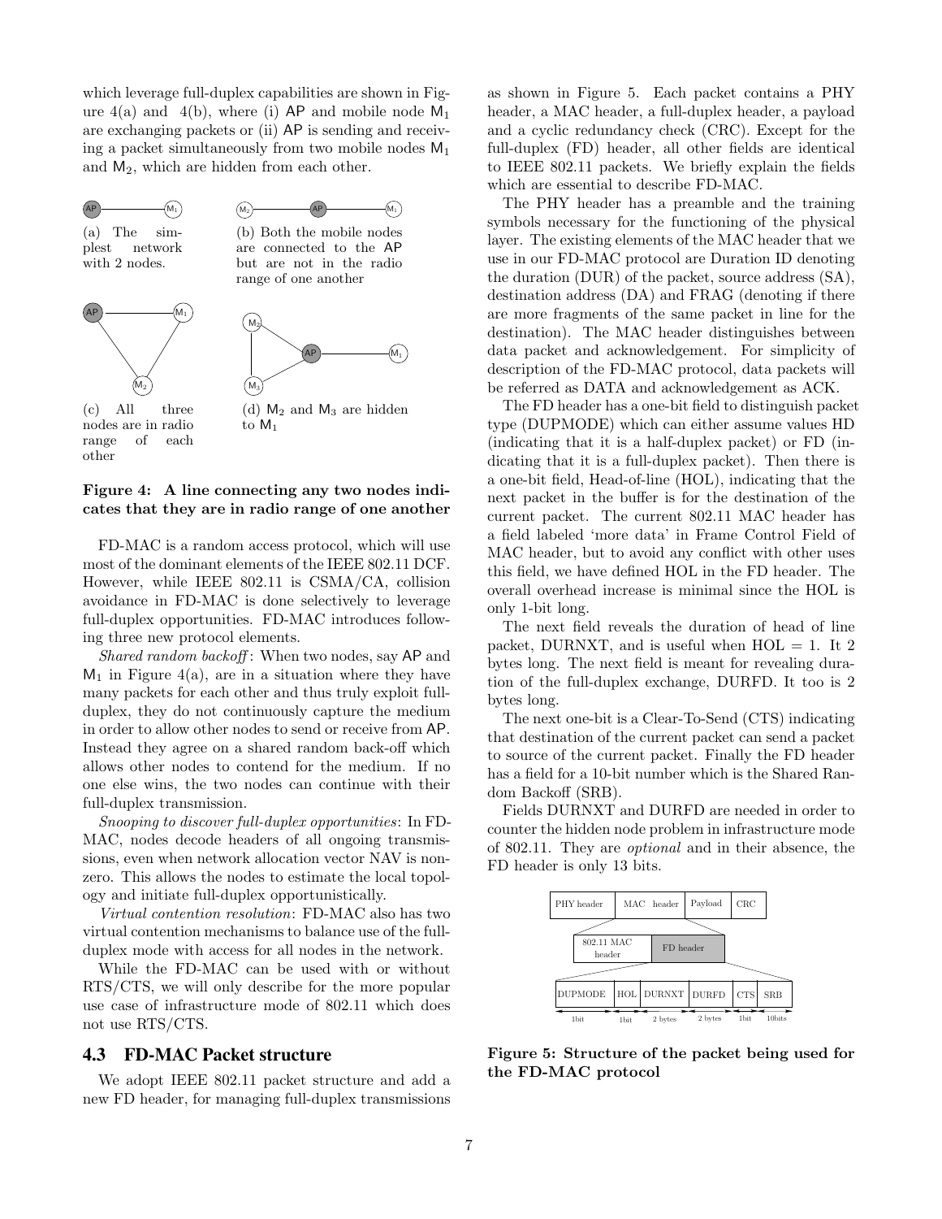which leverage full-duplex capabilities are shown in Figure 4(a) and 4(b), where (i) AP and mobile node $M_1$ are exchanging packets or (ii) AP is sending and receiving a packet simultaneously from two mobile nodes $M_1$ and $M_2$, which are hidden from each other.

(a) The simplest network with 2 nodes.

(b) Both the mobile nodes are connected to the AP but are not in the radio range of one another

(c) All three nodes are in radio range of each other

(d) $M_2$ and $M_3$ are hidden to $M_1$

**Figure 4: A line connecting any two nodes indicates that they are in radio range of one another**

FD-MAC is a random access protocol, which will use most of the dominant elements of the IEEE 802.11 DCF. However, while IEEE 802.11 is CSMA/CA, collision avoidance in FD-MAC is done selectively to leverage full-duplex opportunities. FD-MAC introduces following three new protocol elements.

*Shared random backoff*: When two nodes, say AP and $M_1$ in Figure 4(a), are in a situation where they have many packets for each other and thus truly exploit full-duplex, they do not continuously capture the medium in order to allow other nodes to send or receive from AP. Instead they agree on a shared random back-off which allows other nodes to contend for the medium. If no one else wins, the two nodes can continue with their full-duplex transmission.

*Snooping to discover full-duplex opportunities*: In FD-MAC, nodes decode headers of all ongoing transmissions, even when network allocation vector NAV is non-zero. This allows the nodes to estimate the local topology and initiate full-duplex opportunistically.

*Virtual contention resolution*: FD-MAC also has two virtual contention mechanisms to balance use of the full-duplex mode with access for all nodes in the network.

While the FD-MAC can be used with or without RTS/CTS, we will only describe for the more popular use case of infrastructure mode of 802.11 which does not use RTS/CTS.

### 4.3 FD-MAC Packet structure

We adopt IEEE 802.11 packet structure and add a new FD header, for managing full-duplex transmissions as shown in Figure 5. Each packet contains a PHY header, a MAC header, a full-duplex header, a payload and a cyclic redundancy check (CRC). Except for the full-duplex (FD) header, all other fields are identical to IEEE 802.11 packets. We briefly explain the fields which are essential to describe FD-MAC.

The PHY header has a preamble and the training symbols necessary for the functioning of the physical layer. The existing elements of the MAC header that we use in our FD-MAC protocol are Duration ID denoting the duration (DUR) of the packet, source address (SA), destination address (DA) and FRAG (denoting if there are more fragments of the same packet in line for the destination). The MAC header distinguishes between data packet and acknowledgement. For simplicity of description of the FD-MAC protocol, data packets will be referred as DATA and acknowledgement as ACK.

The FD header has a one-bit field to distinguish packet type (DUPMODE) which can either assume values HD (indicating that it is a half-duplex packet) or FD (indicating that it is a full-duplex packet). Then there is a one-bit field, Head-of-line (HOL), indicating that the next packet in the buffer is for the destination of the current packet. The current 802.11 MAC header has a field labeled 'more data' in Frame Control Field of MAC header, but to avoid any conflict with other uses this field, we have defined HOL in the FD header. The overall overhead increase is minimal since the HOL is only 1-bit long.

The next field reveals the duration of head of line packet, DURNXT, and is useful when HOL = 1. It 2 bytes long. The next field is meant for revealing duration of the full-duplex exchange, DURFD. It too is 2 bytes long.

The next one-bit is a Clear-To-Send (CTS) indicating that destination of the current packet can send a packet to source of the current packet. Finally the FD header has a field for a 10-bit number which is the Shared Random Backoff (SRB).

Fields DURNXT and DURFD are needed in order to counter the hidden node problem in infrastructure mode of 802.11. They are *optional* and in their absence, the FD header is only 13 bits.

| PHY header | MAC header | Payload | CRC |
|---|---|---|---|

| 802.11 MAC header | FD header |
|---|---|

| DUPMODE | HOL | DURNXT | DURFD | CTS | SRB |
|---|---|---|---|---|---|
| 1bit | 1bit | 2 bytes | 2 bytes | 1bit | 10bits |

**Figure 5: Structure of the packet being used for the FD-MAC protocol**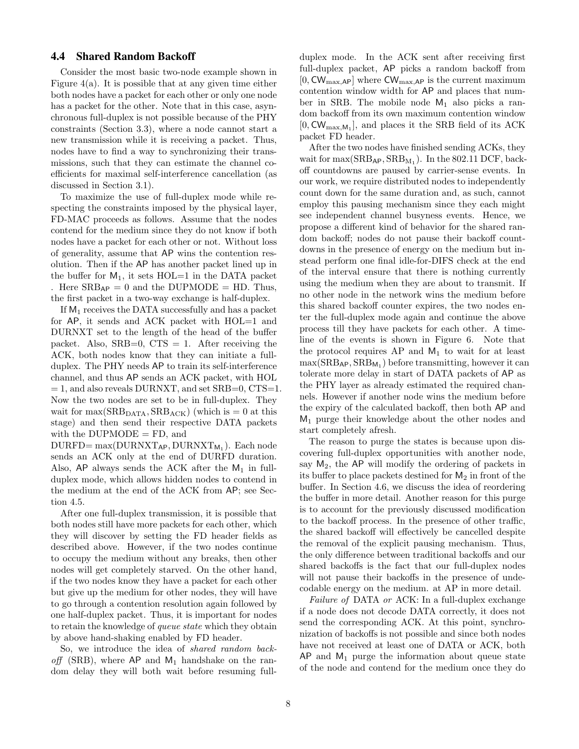### 4.4 Shared Random Backoff

Consider the most basic two-node example shown in Figure 4(a). It is possible that at any given time either both nodes have a packet for each other or only one node has a packet for the other. Note that in this case, asynchronous full-duplex is not possible because of the PHY constraints (Section 3.3), where a node cannot start a new transmission while it is receiving a packet. Thus, nodes have to find a way to synchronizing their transmissions, such that they can estimate the channel coefficients for maximal self-interference cancellation (as discussed in Section 3.1).

To maximize the use of full-duplex mode while respecting the constraints imposed by the physical layer, FD-MAC proceeds as follows. Assume that the nodes contend for the medium since they do not know if both nodes have a packet for each other or not. Without loss of generality, assume that AP wins the contention resolution. Then if the AP has another packet lined up in the buffer for $\mathsf{M}_1$, it sets HOL=1 in the DATA packet . Here $\mathrm{SRB}_{\mathsf{AP}} = 0$ and the DUPMODE = HD. Thus, the first packet in a two-way exchange is half-duplex.

If $\mathsf{M}_1$ receives the DATA successfully and has a packet for AP, it sends and ACK packet with HOL=1 and DURNXT set to the length of the head of the buffer packet. Also, SRB=0, CTS = 1. After receiving the ACK, both nodes know that they can initiate a full-duplex. The PHY needs AP to train its self-interference channel, and thus AP sends an ACK packet, with HOL = 1, and also reveals DURNXT, and set SRB=0, CTS=1. Now the two nodes are set to be in full-duplex. They wait for $\max(\mathrm{SRB}_{\mathrm{DATA}}, \mathrm{SRB}_{\mathrm{ACK}})$ (which is = 0 at this stage) and then send their respective DATA packets with the DUPMODE = FD, and $\mathrm{DURFD} = \max(\mathrm{DURNXT}_{\mathsf{AP}}, \mathrm{DURNXT}_{\mathsf{M}_1})$. Each node sends an ACK only at the end of DURFD duration. Also, AP always sends the ACK after the $\mathsf{M}_1$ in full-duplex mode, which allows hidden nodes to contend in the medium at the end of the ACK from AP; see Section 4.5.

After one full-duplex transmission, it is possible that both nodes still have more packets for each other, which they will discover by setting the FD header fields as described above. However, if the two nodes continue to occupy the medium without any breaks, then other nodes will get completely starved. On the other hand, if the two nodes know they have a packet for each other but give up the medium for other nodes, they will have to go through a contention resolution again followed by one half-duplex packet. Thus, it is important for nodes to retain the knowledge of *queue state* which they obtain by above hand-shaking enabled by FD header.

So, we introduce the idea of *shared random backoff* (SRB), where AP and $\mathsf{M}_1$ handshake on the random delay they will both wait before resuming full-duplex mode. In the ACK sent after receiving first full-duplex packet, AP picks a random backoff from $[0, \mathsf{CW}_{\max,\mathsf{AP}}]$ where $\mathsf{CW}_{\max,\mathsf{AP}}$ is the current maximum contention window width for AP and places that number in SRB. The mobile node $\mathsf{M}_1$ also picks a random backoff from its own maximum contention window $[0, \mathsf{CW}_{\max,\mathsf{M}_1}]$, and places it the SRB field of its ACK packet FD header.

After the two nodes have finished sending ACKs, they wait for $\max(\mathrm{SRB}_{\mathsf{AP}}, \mathrm{SRB}_{\mathrm{M}_1})$. In the 802.11 DCF, backoff countdowns are paused by carrier-sense events. In our work, we require distributed nodes to independently count down for the same duration and, as such, cannot employ this pausing mechanism since they each might see independent channel busyness events. Hence, we propose a different kind of behavior for the shared random backoff; nodes do not pause their backoff countdowns in the presence of energy on the medium but instead perform one final idle-for-DIFS check at the end of the interval ensure that there is nothing currently using the medium when they are about to transmit. If no other node in the network wins the medium before this shared backoff counter expires, the two nodes enter the full-duplex mode again and continue the above process till they have packets for each other. A timeline of the events is shown in Figure 6. Note that the protocol requires AP and $\mathsf{M}_1$ to wait for at least $\max(\mathrm{SRB}_{\mathsf{AP}}, \mathrm{SRB}_{\mathsf{M}_1})$ before transmitting, however it can tolerate more delay in start of DATA packets of AP as the PHY layer as already estimated the required channels. However if another node wins the medium before the expiry of the calculated backoff, then both AP and $\mathsf{M}_1$ purge their knowledge about the other nodes and start completely afresh.

The reason to purge the states is because upon discovering full-duplex opportunities with another node, say $\mathsf{M}_2$, the AP will modify the ordering of packets in its buffer to place packets destined for $\mathsf{M}_2$ in front of the buffer. In Section 4.6, we discuss the idea of reordering the buffer in more detail. Another reason for this purge is to account for the previously discussed modification to the backoff process. In the presence of other traffic, the shared backoff will effectively be cancelled despite the removal of the explicit pausing mechanism. Thus, the only difference between traditional backoffs and our shared backoffs is the fact that our full-duplex nodes will not pause their backoffs in the presence of undecodable energy on the medium. at AP in more detail.

*Failure of* DATA *or* ACK: In a full-duplex exchange if a node does not decode DATA correctly, it does not send the corresponding ACK. At this point, synchronization of backoffs is not possible and since both nodes have not received at least one of DATA or ACK, both AP and $\mathsf{M}_1$ purge the information about queue state of the node and contend for the medium once they do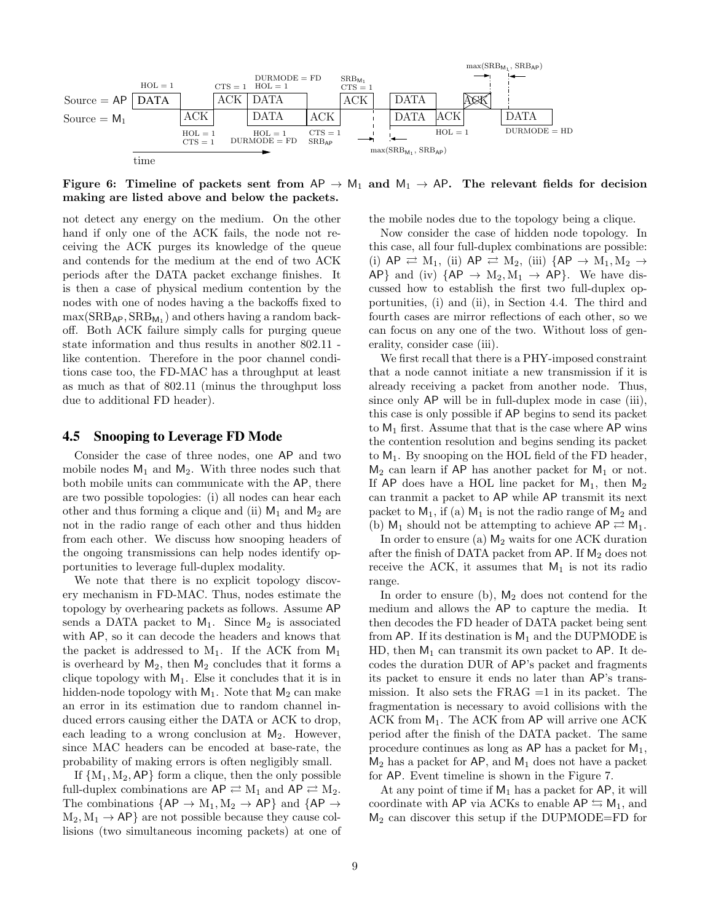Figure 6: Timeline of packets sent from AP $\rightarrow$ $M_1$ and $M_1$ $\rightarrow$ AP. The relevant fields for decision making are listed above and below the packets.

not detect any energy on the medium. On the other hand if only one of the ACK fails, the node not receiving the ACK purges its knowledge of the queue and contends for the medium at the end of two ACK periods after the DATA packet exchange finishes. It is then a case of physical medium contention by the nodes with one of nodes having a the backoffs fixed to $\max(\mathrm{SRB_{AP}}, \mathrm{SRB_{M_1}})$ and others having a random backoff. Both ACK failure simply calls for purging queue state information and thus results in another 802.11 -like contention. Therefore in the poor channel conditions case too, the FD-MAC has a throughput at least as much as that of 802.11 (minus the throughput loss due to additional FD header).

## 4.5 Snooping to Leverage FD Mode

Consider the case of three nodes, one AP and two mobile nodes $M_1$ and $M_2$. With three nodes such that both mobile units can communicate with the AP, there are two possible topologies: (i) all nodes can hear each other and thus forming a clique and (ii) $M_1$ and $M_2$ are not in the radio range of each other and thus hidden from each other. We discuss how snooping headers of the ongoing transmissions can help nodes identify opportunities to leverage full-duplex modality.

We note that there is no explicit topology discovery mechanism in FD-MAC. Thus, nodes estimate the topology by overhearing packets as follows. Assume AP sends a DATA packet to $M_1$. Since $M_2$ is associated with AP, so it can decode the headers and knows that the packet is addressed to $M_1$. If the ACK from $M_1$ is overheard by $M_2$, then $M_2$ concludes that it forms a clique topology with $M_1$. Else it concludes that it is in hidden-node topology with $M_1$. Note that $M_2$ can make an error in its estimation due to random channel induced errors causing either the DATA or ACK to drop, each leading to a wrong conclusion at $M_2$. However, since MAC headers can be encoded at base-rate, the probability of making errors is often negligibly small.

If $\{M_1, M_2, AP\}$ form a clique, then the only possible full-duplex combinations are AP $\rightleftarrows$ $M_1$ and AP $\rightleftarrows$ $M_2$. The combinations $\{AP \rightarrow M_1, M_2 \rightarrow AP\}$ and $\{AP \rightarrow M_2, M_1 \rightarrow AP\}$ are not possible because they cause collisions (two simultaneous incoming packets) at one of the mobile nodes due to the topology being a clique.

Now consider the case of hidden node topology. In this case, all four full-duplex combinations are possible: (i) AP $\rightleftarrows$ $M_1$, (ii) AP $\rightleftarrows$ $M_2$, (iii) $\{AP \rightarrow M_1, M_2 \rightarrow AP\}$ and (iv) $\{AP \rightarrow M_2, M_1 \rightarrow AP\}$. We have discussed how to establish the first two full-duplex opportunities, (i) and (ii), in Section 4.4. The third and fourth cases are mirror reflections of each other, so we can focus on any one of the two. Without loss of generality, consider case (iii).

We first recall that there is a PHY-imposed constraint that a node cannot initiate a new transmission if it is already receiving a packet from another node. Thus, since only AP will be in full-duplex mode in case (iii), this case is only possible if AP begins to send its packet to $M_1$ first. Assume that that is the case where AP wins the contention resolution and begins sending its packet to $M_1$. By snooping on the HOL field of the FD header, $M_2$ can learn if AP has another packet for $M_1$ or not. If AP does have a HOL line packet for $M_1$, then $M_2$ can tranmit a packet to AP while AP transmit its next packet to $M_1$, if (a) $M_1$ is not the radio range of $M_2$ and (b) $M_1$ should not be attempting to achieve AP $\rightleftarrows$ $M_1$.

In order to ensure (a) $M_2$ waits for one ACK duration after the finish of DATA packet from AP. If $M_2$ does not receive the ACK, it assumes that $M_1$ is not its radio range.

In order to ensure (b), $M_2$ does not contend for the medium and allows the AP to capture the media. It then decodes the FD header of DATA packet being sent from AP. If its destination is $M_1$ and the DUPMODE is HD, then $M_1$ can transmit its own packet to AP. It decodes the duration DUR of AP's packet and fragments its packet to ensure it ends no later than AP's transmission. It also sets the FRAG =1 in its packet. The fragmentation is necessary to avoid collisions with the ACK from $M_1$. The ACK from AP will arrive one ACK period after the finish of the DATA packet. The same procedure continues as long as AP has a packet for $M_1$, $M_2$ has a packet for AP, and $M_1$ does not have a packet for AP. Event timeline is shown in the Figure 7.

At any point of time if $M_1$ has a packet for AP, it will coordinate with AP via ACKs to enable AP $\leftrightarrows$ $M_1$, and $M_2$ can discover this setup if the DUPMODE=FD for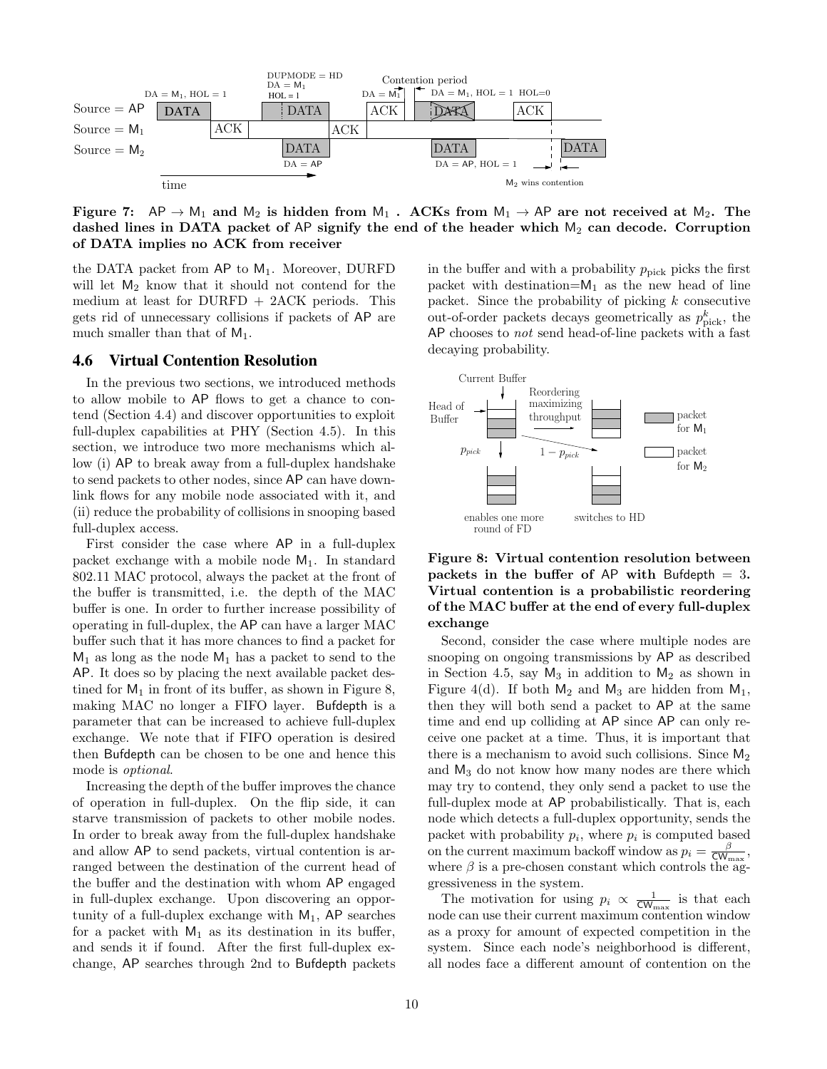**Figure 7: AP → $M_1$ and $M_2$ is hidden from $M_1$ . ACKs from $M_1$ → AP are not received at $M_2$. The dashed lines in DATA packet of AP signify the end of the header which $M_2$ can decode. Corruption of DATA implies no ACK from receiver**

the DATA packet from AP to $M_1$. Moreover, DURFD will let $M_2$ know that it should not contend for the medium at least for DURFD + 2ACK periods. This gets rid of unnecessary collisions if packets of AP are much smaller than that of $M_1$.

## 4.6 Virtual Contention Resolution

In the previous two sections, we introduced methods to allow mobile to AP flows to get a chance to contend (Section 4.4) and discover opportunities to exploit full-duplex capabilities at PHY (Section 4.5). In this section, we introduce two more mechanisms which allow (i) AP to break away from a full-duplex handshake to send packets to other nodes, since AP can have downlink flows for any mobile node associated with it, and (ii) reduce the probability of collisions in snooping based full-duplex access.

First consider the case where AP in a full-duplex packet exchange with a mobile node $M_1$. In standard 802.11 MAC protocol, always the packet at the front of the buffer is transmitted, i.e. the depth of the MAC buffer is one. In order to further increase possibility of operating in full-duplex, the AP can have a larger MAC buffer such that it has more chances to find a packet for $M_1$ as long as the node $M_1$ has a packet to send to the AP. It does so by placing the next available packet destined for $M_1$ in front of its buffer, as shown in Figure 8, making MAC no longer a FIFO layer. Bufdepth is a parameter that can be increased to achieve full-duplex exchange. We note that if FIFO operation is desired then Bufdepth can be chosen to be one and hence this mode is *optional*.

Increasing the depth of the buffer improves the chance of operation in full-duplex. On the flip side, it can starve transmission of packets to other mobile nodes. In order to break away from the full-duplex handshake and allow AP to send packets, virtual contention is arranged between the destination of the current head of the buffer and the destination with whom AP engaged in full-duplex exchange. Upon discovering an opportunity of a full-duplex exchange with $M_1$, AP searches for a packet with $M_1$ as its destination in its buffer, and sends it if found. After the first full-duplex exchange, AP searches through 2nd to Bufdepth packets in the buffer and with a probability $p_{\text{pick}}$ picks the first packet with destination=$M_1$ as the new head of line packet. Since the probability of picking $k$ consecutive out-of-order packets decays geometrically as $p_{\text{pick}}^k$, the AP chooses to *not* send head-of-line packets with a fast decaying probability.

**Figure 8: Virtual contention resolution between packets in the buffer of AP with Bufdepth = 3. Virtual contention is a probabilistic reordering of the MAC buffer at the end of every full-duplex exchange**

Second, consider the case where multiple nodes are snooping on ongoing transmissions by AP as described in Section 4.5, say $M_3$ in addition to $M_2$ as shown in Figure 4(d). If both $M_2$ and $M_3$ are hidden from $M_1$, then they will both send a packet to AP at the same time and end up colliding at AP since AP can only receive one packet at a time. Thus, it is important that there is a mechanism to avoid such collisions. Since $M_2$ and $M_3$ do not know how many nodes are there which may try to contend, they only send a packet to use the full-duplex mode at AP probabilistically. That is, each node which detects a full-duplex opportunity, sends the packet with probability $p_i$, where $p_i$ is computed based on the current maximum backoff window as $p_i = \frac{\beta}{\mathsf{CW}_{\max}}$, where $\beta$ is a pre-chosen constant which controls the aggressiveness in the system.

The motivation for using $p_i \propto \frac{1}{\mathsf{CW}_{\max}}$ is that each node can use their current maximum contention window as a proxy for amount of expected competition in the system. Since each node's neighborhood is different, all nodes face a different amount of contention on the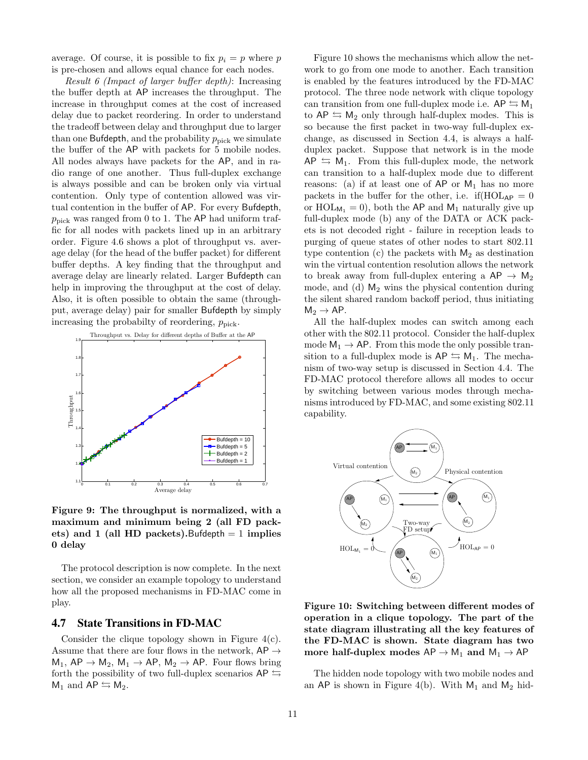average. Of course, it is possible to fix $p_i = p$ where $p$ is pre-chosen and allows equal chance for each nodes.

*Result 6 (Impact of larger buffer depth)*: Increasing the buffer depth at AP increases the throughput. The increase in throughput comes at the cost of increased delay due to packet reordering. In order to understand the tradeoff between delay and throughput due to larger than one Bufdepth, and the probability $p_{\text{pick}}$ we simulate the buffer of the AP with packets for 5 mobile nodes. All nodes always have packets for the AP, and in radio range of one another. Thus full-duplex exchange is always possible and can be broken only via virtual contention. Only type of contention allowed was virtual contention in the buffer of AP. For every Bufdepth, $p_{\text{pick}}$ was ranged from 0 to 1. The AP had uniform traffic for all nodes with packets lined up in an arbitrary order. Figure 4.6 shows a plot of throughput vs. average delay (for the head of the buffer packet) for different buffer depths. A key finding that the throughput and average delay are linearly related. Larger Bufdepth can help in improving the throughput at the cost of delay. Also, it is often possible to obtain the same (throughput, average delay) pair for smaller Bufdepth by simply increasing the probabilty of reordering, $p_{\text{pick}}$.

**Figure 9: The throughput is normalized, with a maximum and minimum being 2 (all FD packets) and 1 (all HD packets).** Bufdepth = 1 **implies 0 delay**

The protocol description is now complete. In the next section, we consider an example topology to understand how all the proposed mechanisms in FD-MAC come in play.

## 4.7 State Transitions in FD-MAC

Consider the clique topology shown in Figure 4(c). Assume that there are four flows in the network, AP $\to$ M$_1$, AP $\to$ M$_2$, M$_1$ $\to$ AP, M$_2$ $\to$ AP. Four flows bring forth the possibility of two full-duplex scenarios AP $\leftrightarrows$ M$_1$ and AP $\leftrightarrows$ M$_2$.

Figure 10 shows the mechanisms which allow the network to go from one mode to another. Each transition is enabled by the features introduced by the FD-MAC protocol. The three node network with clique topology can transition from one full-duplex mode i.e. AP $\leftrightarrows$ M$_1$ to AP $\leftrightarrows$ M$_2$ only through half-duplex modes. This is so because the first packet in two-way full-duplex exchange, as discussed in Section 4.4, is always a half-duplex packet. Suppose that network is in the mode AP $\leftrightarrows$ M$_1$. From this full-duplex mode, the network can transition to a half-duplex mode due to different reasons: (a) if at least one of AP or M$_1$ has no more packets in the buffer for the other, i.e. if($\text{HOL}_{\text{AP}} = 0$ or $\text{HOL}_{\text{M}_1} = 0$), both the AP and M$_1$ naturally give up full-duplex mode (b) any of the DATA or ACK packets is not decoded right - failure in reception leads to purging of queue states of other nodes to start 802.11 type contention (c) the packets with M$_2$ as destination win the virtual contention resolution allows the network to break away from full-duplex entering a AP $\to$ M$_2$ mode, and (d) M$_2$ wins the physical contention during the silent shared random backoff period, thus initiating M$_2$ $\to$ AP.

All the half-duplex modes can switch among each other with the 802.11 protocol. Consider the half-duplex mode M$_1$ $\to$ AP. From this mode the only possible transition to a full-duplex mode is AP $\leftrightarrows$ M$_1$. The mechanism of two-way setup is discussed in Section 4.4. The FD-MAC protocol therefore allows all modes to occur by switching between various modes through mechanisms introduced by FD-MAC, and some existing 802.11 capability.

**Figure 10: Switching between different modes of operation in a clique topology. The part of the state diagram illustrating all the key features of the FD-MAC is shown. State diagram has two more half-duplex modes AP $\to$ M$_1$ and M$_1$ $\to$ AP**

The hidden node topology with two mobile nodes and an AP is shown in Figure 4(b). With M$_1$ and M$_2$ hid-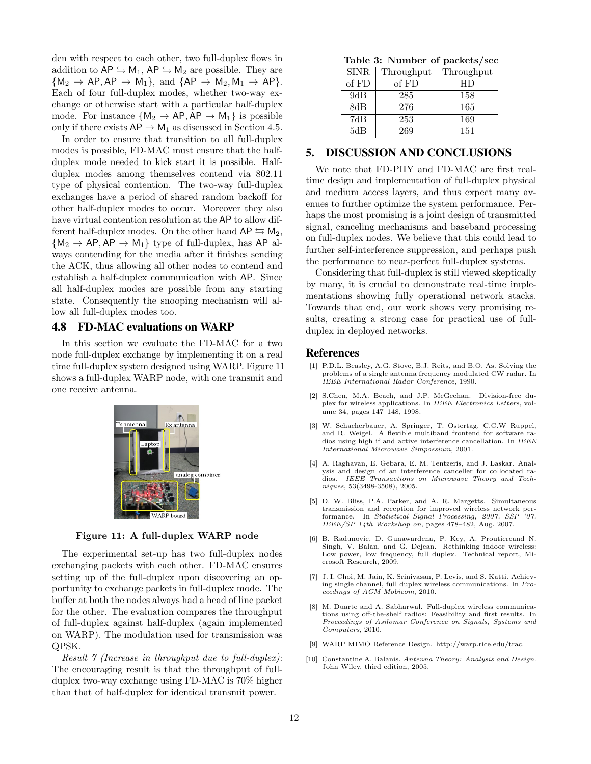den with respect to each other, two full-duplex flows in addition to $\mathsf{AP} \leftrightarrows \mathsf{M}_1$, $\mathsf{AP} \leftrightarrows \mathsf{M}_2$ are possible. They are $\{\mathsf{M}_2 \rightarrow \mathsf{AP}, \mathsf{AP} \rightarrow \mathsf{M}_1\}$, and $\{\mathsf{AP} \rightarrow \mathsf{M}_2, \mathsf{M}_1 \rightarrow \mathsf{AP}\}$. Each of four full-duplex modes, whether two-way exchange or otherwise start with a particular half-duplex mode. For instance $\{\mathsf{M}_2 \rightarrow \mathsf{AP}, \mathsf{AP} \rightarrow \mathsf{M}_1\}$ is possible only if there exists $\mathsf{AP} \rightarrow \mathsf{M}_1$ as discussed in Section 4.5.

In order to ensure that transition to all full-duplex modes is possible, FD-MAC must ensure that the half-duplex mode needed to kick start it is possible. Half-duplex modes among themselves contend via 802.11 type of physical contention. The two-way full-duplex exchanges have a period of shared random backoff for other half-duplex modes to occur. Moreover they also have virtual contention resolution at the AP to allow different half-duplex modes. On the other hand $\mathsf{AP} \leftrightarrows \mathsf{M}_2$, $\{\mathsf{M}_2 \rightarrow \mathsf{AP}, \mathsf{AP} \rightarrow \mathsf{M}_1\}$ type of full-duplex, has AP always contending for the media after it finishes sending the ACK, thus allowing all other nodes to contend and establish a half-duplex communication with AP. Since all half-duplex modes are possible from any starting state. Consequently the snooping mechanism will allow all full-duplex modes too.

### 4.8 FD-MAC evaluations on WARP

In this section we evaluate the FD-MAC for a two node full-duplex exchange by implementing it on a real time full-duplex system designed using WARP. Figure 11 shows a full-duplex WARP node, with one transmit and one receive antenna.

Tx antenna
Rx antenna
Laptop
analog combiner
WARP board

**Figure 11: A full-duplex WARP node**

The experimental set-up has two full-duplex nodes exchanging packets with each other. FD-MAC ensures setting up of the full-duplex upon discovering an opportunity to exchange packets in full-duplex mode. The buffer at both the nodes always had a head of line packet for the other. The evaluation compares the throughput of full-duplex against half-duplex (again implemented on WARP). The modulation used for transmission was QPSK.

*Result 7 (Increase in throughput due to full-duplex)*: The encouraging result is that the throughput of full-duplex two-way exchange using FD-MAC is 70% higher than that of half-duplex for identical transmit power.

**Table 3: Number of packets/sec**

| SINR of FD | Throughput of FD | Throughput HD |
|---|---|---|
| 9dB | 285 | 158 |
| 8dB | 276 | 165 |
| 7dB | 253 | 169 |
| 5dB | 269 | 151 |

## 5. DISCUSSION AND CONCLUSIONS

We note that FD-PHY and FD-MAC are first real-time design and implementation of full-duplex physical and medium access layers, and thus expect many avenues to further optimize the system performance. Perhaps the most promising is a joint design of transmitted signal, canceling mechanisms and baseband processing on full-duplex nodes. We believe that this could lead to further self-interference suppression, and perhaps push the performance to near-perfect full-duplex systems.

Considering that full-duplex is still viewed skeptically by many, it is crucial to demonstrate real-time implementations showing fully operational network stacks. Towards that end, our work shows very promising results, creating a strong case for practical use of full-duplex in deployed networks.

## References

[1] P.D.L. Beasley, A.G. Stove, B.J. Reits, and B.O. As. Solving the problems of a single antenna frequency modulated CW radar. In *IEEE International Radar Conference*, 1990.

[2] S.Chen, M.A. Beach, and J.P. McGeehan. Division-free duplex for wireless applications. In *IEEE Electronics Letters*, volume 34, pages 147–148, 1998.

[3] W. Schacherbauer, A. Springer, T. Ostertag, C.C.W Ruppel, and R. Weigel. A flexible multiband frontend for software radios using high if and active interference cancellation. In *IEEE International Microwave Simpossium*, 2001.

[4] A. Raghavan, E. Gebara, E. M. Tentzeris, and J. Laskar. Analysis and design of an interference canceller for collocated radios. *IEEE Transactions on Microwave Theory and Techniques*, 53(3498-3508), 2005.

[5] D. W. Bliss, P.A. Parker, and A. R. Margetts. Simultaneous transmission and reception for improved wireless network performance. In *Statistical Signal Processing, 2007. SSP '07. IEEE/SP 14th Workshop on*, pages 478–482, Aug. 2007.

[6] B. Radunovic, D. Gunawardena, P. Key, A. Proutiereand N. Singh, V. Balan, and G. Dejean. Rethinking indoor wireless: Low power, low frequency, full duplex. Technical report, Microsoft Research, 2009.

[7] J. I. Choi, M. Jain, K. Srinivasan, P. Levis, and S. Katti. Achieving single channel, full duplex wireless communications. In *Proceedings of ACM Mobicom*, 2010.

[8] M. Duarte and A. Sabharwal. Full-duplex wireless communications using off-the-shelf radios: Feasibility and first results. In *Proceedings of Asilomar Conference on Signals, Systems and Computers*, 2010.

[9] WARP MIMO Reference Design. http://warp.rice.edu/trac.

[10] Constantine A. Balanis. *Antenna Theory: Analysis and Design*. John Wiley, third edition, 2005.